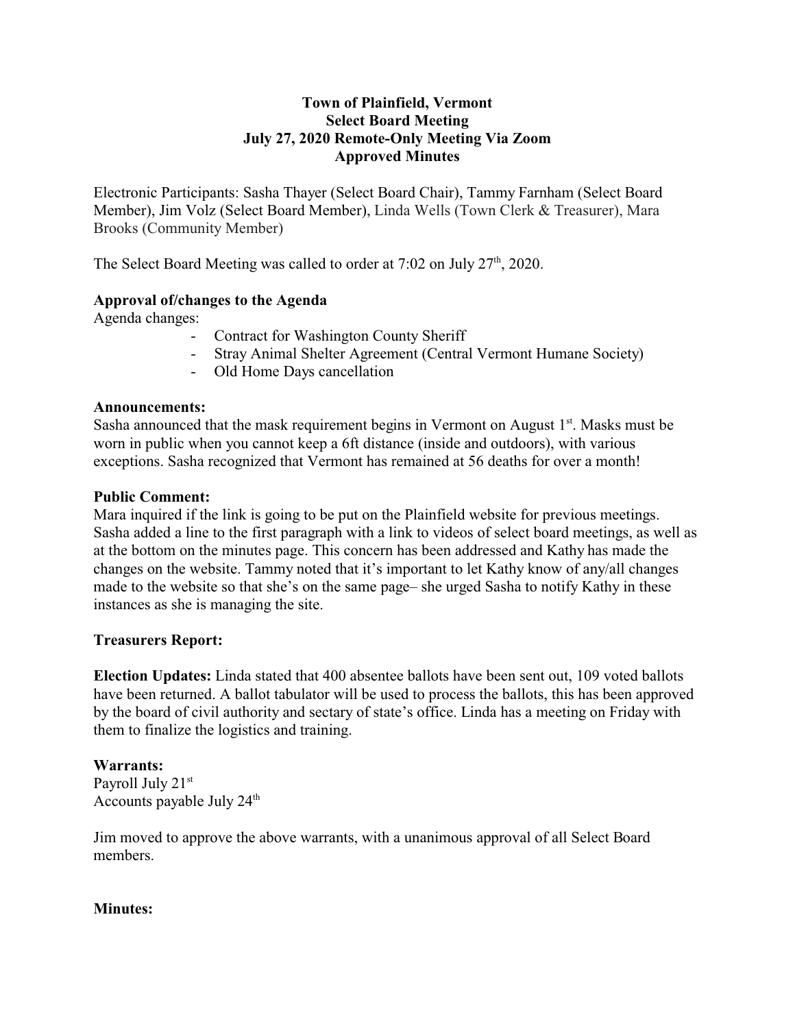# Town of Plainfield, Vermont
## Select Board Meeting
## July 27, 2020 Remote-Only Meeting Via Zoom
## Approved Minutes

Electronic Participants: Sasha Thayer (Select Board Chair), Tammy Farnham (Select Board Member), Jim Volz (Select Board Member), Linda Wells (Town Clerk & Treasurer), Mara Brooks (Community Member)

The Select Board Meeting was called to order at 7:02 on July 27th, 2020.

**Approval of/changes to the Agenda**

Agenda changes:

- Contract for Washington County Sheriff
- Stray Animal Shelter Agreement (Central Vermont Humane Society)
- Old Home Days cancellation

**Announcements:**

Sasha announced that the mask requirement begins in Vermont on August 1st. Masks must be worn in public when you cannot keep a 6ft distance (inside and outdoors), with various exceptions. Sasha recognized that Vermont has remained at 56 deaths for over a month!

**Public Comment:**

Mara inquired if the link is going to be put on the Plainfield website for previous meetings. Sasha added a line to the first paragraph with a link to videos of select board meetings, as well as at the bottom on the minutes page. This concern has been addressed and Kathy has made the changes on the website. Tammy noted that it's important to let Kathy know of any/all changes made to the website so that she's on the same page– she urged Sasha to notify Kathy in these instances as she is managing the site.

**Treasurers Report:**

**Election Updates:** Linda stated that 400 absentee ballots have been sent out, 109 voted ballots have been returned. A ballot tabulator will be used to process the ballots, this has been approved by the board of civil authority and sectary of state's office. Linda has a meeting on Friday with them to finalize the logistics and training.

**Warrants:**

Payroll July 21st
Accounts payable July 24th

Jim moved to approve the above warrants, with a unanimous approval of all Select Board members.

**Minutes:**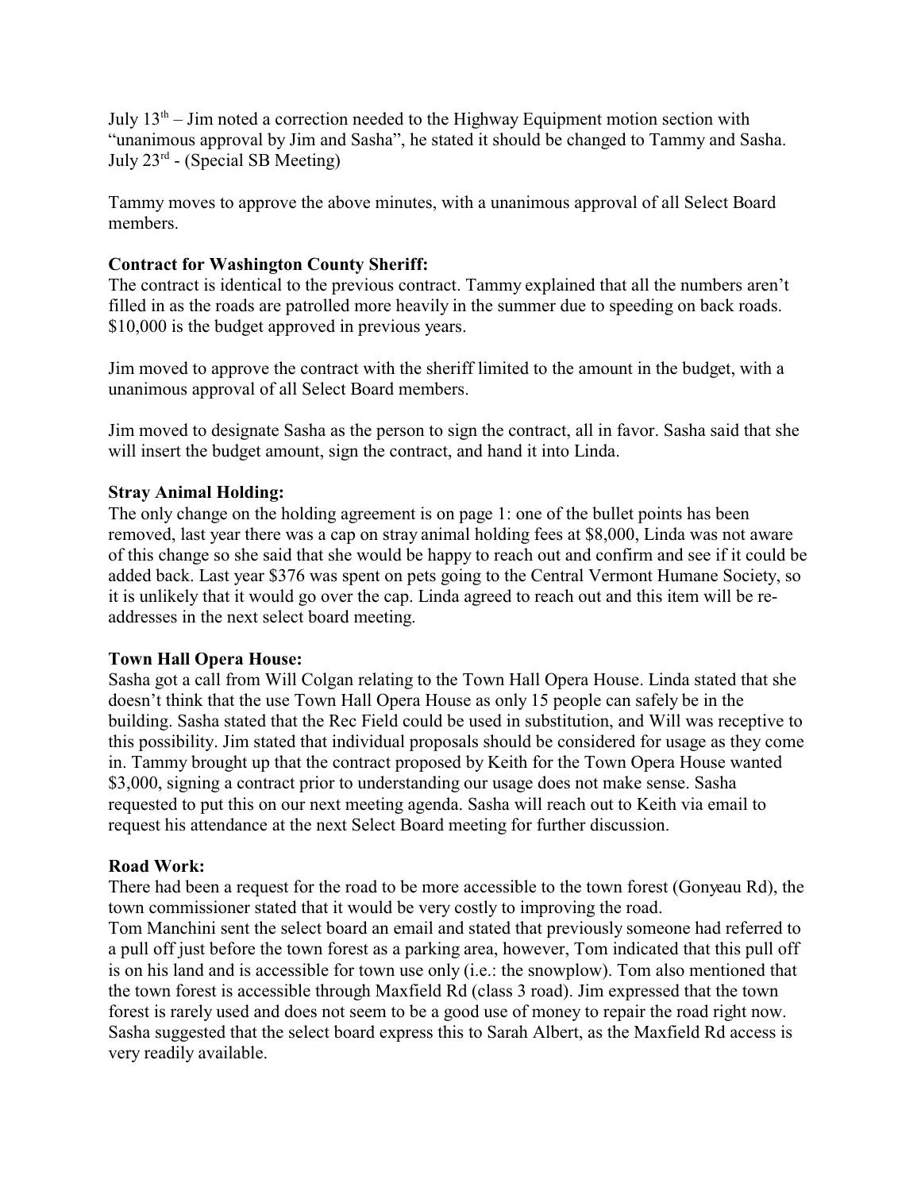July 13th – Jim noted a correction needed to the Highway Equipment motion section with "unanimous approval by Jim and Sasha", he stated it should be changed to Tammy and Sasha.
July 23rd - (Special SB Meeting)

Tammy moves to approve the above minutes, with a unanimous approval of all Select Board members.

**Contract for Washington County Sheriff:**
The contract is identical to the previous contract. Tammy explained that all the numbers aren't filled in as the roads are patrolled more heavily in the summer due to speeding on back roads. $10,000 is the budget approved in previous years.

Jim moved to approve the contract with the sheriff limited to the amount in the budget, with a unanimous approval of all Select Board members.

Jim moved to designate Sasha as the person to sign the contract, all in favor. Sasha said that she will insert the budget amount, sign the contract, and hand it into Linda.

**Stray Animal Holding:**
The only change on the holding agreement is on page 1: one of the bullet points has been removed, last year there was a cap on stray animal holding fees at $8,000, Linda was not aware of this change so she said that she would be happy to reach out and confirm and see if it could be added back. Last year $376 was spent on pets going to the Central Vermont Humane Society, so it is unlikely that it would go over the cap. Linda agreed to reach out and this item will be re-addresses in the next select board meeting.

**Town Hall Opera House:**
Sasha got a call from Will Colgan relating to the Town Hall Opera House. Linda stated that she doesn't think that the use Town Hall Opera House as only 15 people can safely be in the building. Sasha stated that the Rec Field could be used in substitution, and Will was receptive to this possibility. Jim stated that individual proposals should be considered for usage as they come in. Tammy brought up that the contract proposed by Keith for the Town Opera House wanted $3,000, signing a contract prior to understanding our usage does not make sense. Sasha requested to put this on our next meeting agenda. Sasha will reach out to Keith via email to request his attendance at the next Select Board meeting for further discussion.

**Road Work:**
There had been a request for the road to be more accessible to the town forest (Gonyeau Rd), the town commissioner stated that it would be very costly to improving the road.
Tom Manchini sent the select board an email and stated that previously someone had referred to a pull off just before the town forest as a parking area, however, Tom indicated that this pull off is on his land and is accessible for town use only (i.e.: the snowplow). Tom also mentioned that the town forest is accessible through Maxfield Rd (class 3 road). Jim expressed that the town forest is rarely used and does not seem to be a good use of money to repair the road right now. Sasha suggested that the select board express this to Sarah Albert, as the Maxfield Rd access is very readily available.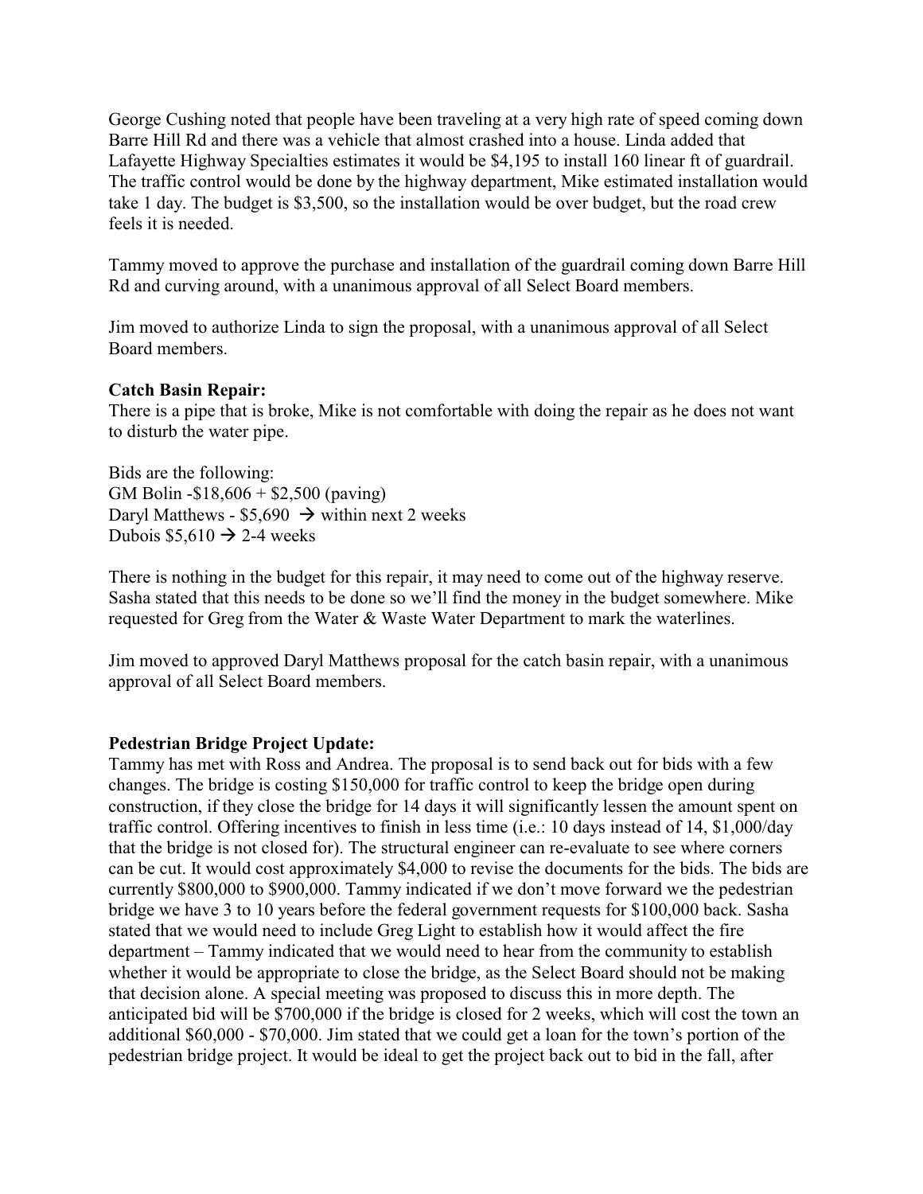George Cushing noted that people have been traveling at a very high rate of speed coming down Barre Hill Rd and there was a vehicle that almost crashed into a house. Linda added that Lafayette Highway Specialties estimates it would be $4,195 to install 160 linear ft of guardrail. The traffic control would be done by the highway department, Mike estimated installation would take 1 day. The budget is $3,500, so the installation would be over budget, but the road crew feels it is needed.

Tammy moved to approve the purchase and installation of the guardrail coming down Barre Hill Rd and curving around, with a unanimous approval of all Select Board members.

Jim moved to authorize Linda to sign the proposal, with a unanimous approval of all Select Board members.

**Catch Basin Repair:**
There is a pipe that is broke, Mike is not comfortable with doing the repair as he does not want to disturb the water pipe.

Bids are the following:
GM Bolin -$18,606 + $2,500 (paving)
Daryl Matthews - $5,690 → within next 2 weeks
Dubois $5,610 → 2-4 weeks

There is nothing in the budget for this repair, it may need to come out of the highway reserve. Sasha stated that this needs to be done so we'll find the money in the budget somewhere. Mike requested for Greg from the Water & Waste Water Department to mark the waterlines.

Jim moved to approved Daryl Matthews proposal for the catch basin repair, with a unanimous approval of all Select Board members.

**Pedestrian Bridge Project Update:**
Tammy has met with Ross and Andrea. The proposal is to send back out for bids with a few changes. The bridge is costing $150,000 for traffic control to keep the bridge open during construction, if they close the bridge for 14 days it will significantly lessen the amount spent on traffic control. Offering incentives to finish in less time (i.e.: 10 days instead of 14, $1,000/day that the bridge is not closed for). The structural engineer can re-evaluate to see where corners can be cut. It would cost approximately $4,000 to revise the documents for the bids. The bids are currently $800,000 to $900,000. Tammy indicated if we don't move forward we the pedestrian bridge we have 3 to 10 years before the federal government requests for $100,000 back. Sasha stated that we would need to include Greg Light to establish how it would affect the fire department – Tammy indicated that we would need to hear from the community to establish whether it would be appropriate to close the bridge, as the Select Board should not be making that decision alone. A special meeting was proposed to discuss this in more depth. The anticipated bid will be $700,000 if the bridge is closed for 2 weeks, which will cost the town an additional $60,000 - $70,000. Jim stated that we could get a loan for the town's portion of the pedestrian bridge project. It would be ideal to get the project back out to bid in the fall, after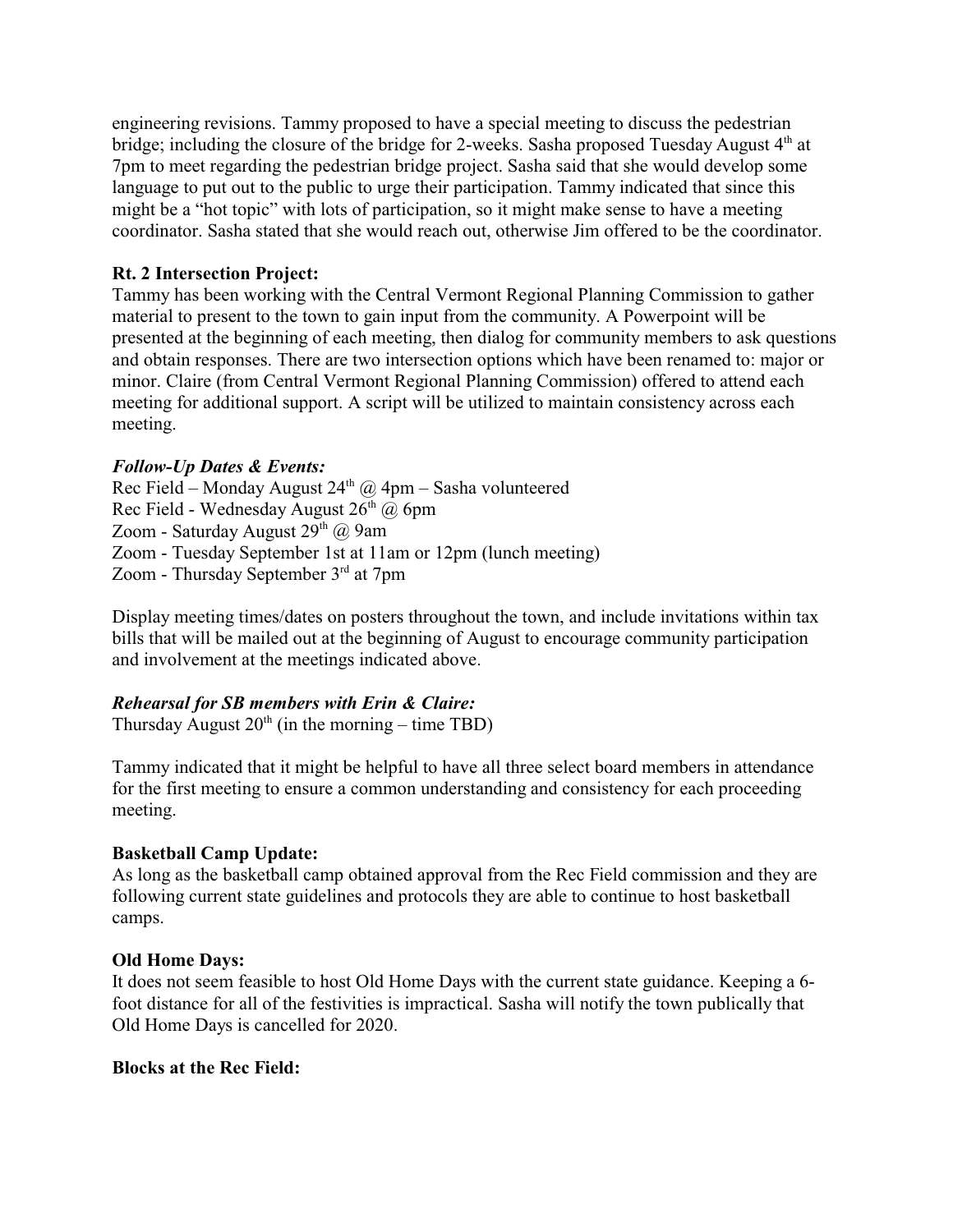engineering revisions. Tammy proposed to have a special meeting to discuss the pedestrian bridge; including the closure of the bridge for 2-weeks. Sasha proposed Tuesday August 4th at 7pm to meet regarding the pedestrian bridge project. Sasha said that she would develop some language to put out to the public to urge their participation. Tammy indicated that since this might be a "hot topic" with lots of participation, so it might make sense to have a meeting coordinator. Sasha stated that she would reach out, otherwise Jim offered to be the coordinator.

**Rt. 2 Intersection Project:**
Tammy has been working with the Central Vermont Regional Planning Commission to gather material to present to the town to gain input from the community. A Powerpoint will be presented at the beginning of each meeting, then dialog for community members to ask questions and obtain responses. There are two intersection options which have been renamed to: major or minor. Claire (from Central Vermont Regional Planning Commission) offered to attend each meeting for additional support. A script will be utilized to maintain consistency across each meeting.

***Follow-Up Dates & Events:***
Rec Field – Monday August 24th @ 4pm – Sasha volunteered
Rec Field - Wednesday August 26th @ 6pm
Zoom - Saturday August 29th @ 9am
Zoom - Tuesday September 1st at 11am or 12pm (lunch meeting)
Zoom - Thursday September 3rd at 7pm

Display meeting times/dates on posters throughout the town, and include invitations within tax bills that will be mailed out at the beginning of August to encourage community participation and involvement at the meetings indicated above.

***Rehearsal for SB members with Erin & Claire:***
Thursday August 20th (in the morning – time TBD)

Tammy indicated that it might be helpful to have all three select board members in attendance for the first meeting to ensure a common understanding and consistency for each proceeding meeting.

**Basketball Camp Update:**
As long as the basketball camp obtained approval from the Rec Field commission and they are following current state guidelines and protocols they are able to continue to host basketball camps.

**Old Home Days:**
It does not seem feasible to host Old Home Days with the current state guidance. Keeping a 6-foot distance for all of the festivities is impractical. Sasha will notify the town publically that Old Home Days is cancelled for 2020.

**Blocks at the Rec Field:**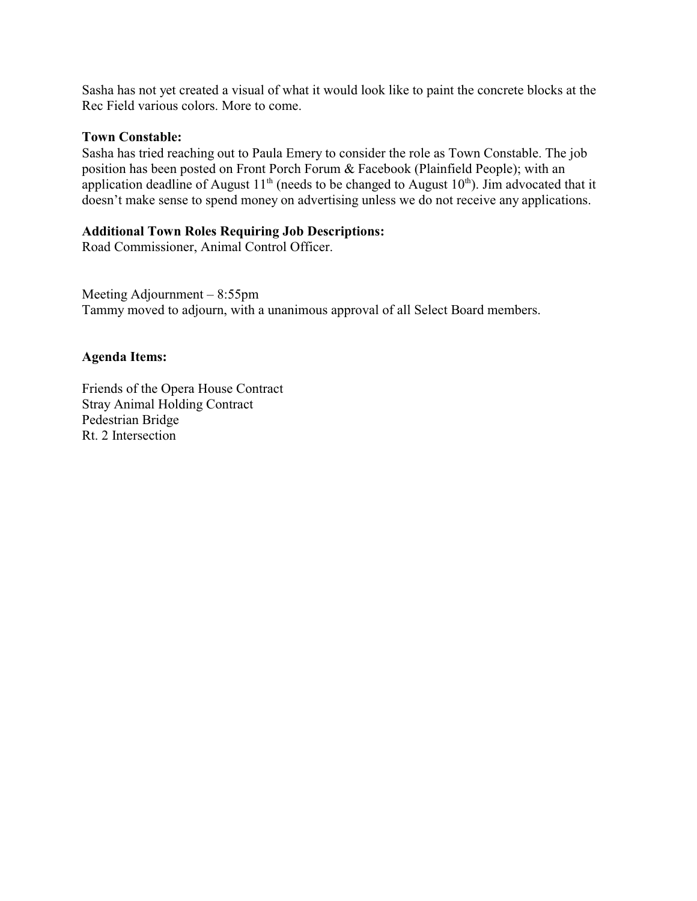Sasha has not yet created a visual of what it would look like to paint the concrete blocks at the Rec Field various colors. More to come.

**Town Constable:**
Sasha has tried reaching out to Paula Emery to consider the role as Town Constable. The job position has been posted on Front Porch Forum & Facebook (Plainfield People); with an application deadline of August 11th (needs to be changed to August 10th). Jim advocated that it doesn't make sense to spend money on advertising unless we do not receive any applications.

**Additional Town Roles Requiring Job Descriptions:**
Road Commissioner, Animal Control Officer.

Meeting Adjournment – 8:55pm
Tammy moved to adjourn, with a unanimous approval of all Select Board members.

**Agenda Items:**

Friends of the Opera House Contract
Stray Animal Holding Contract
Pedestrian Bridge
Rt. 2 Intersection